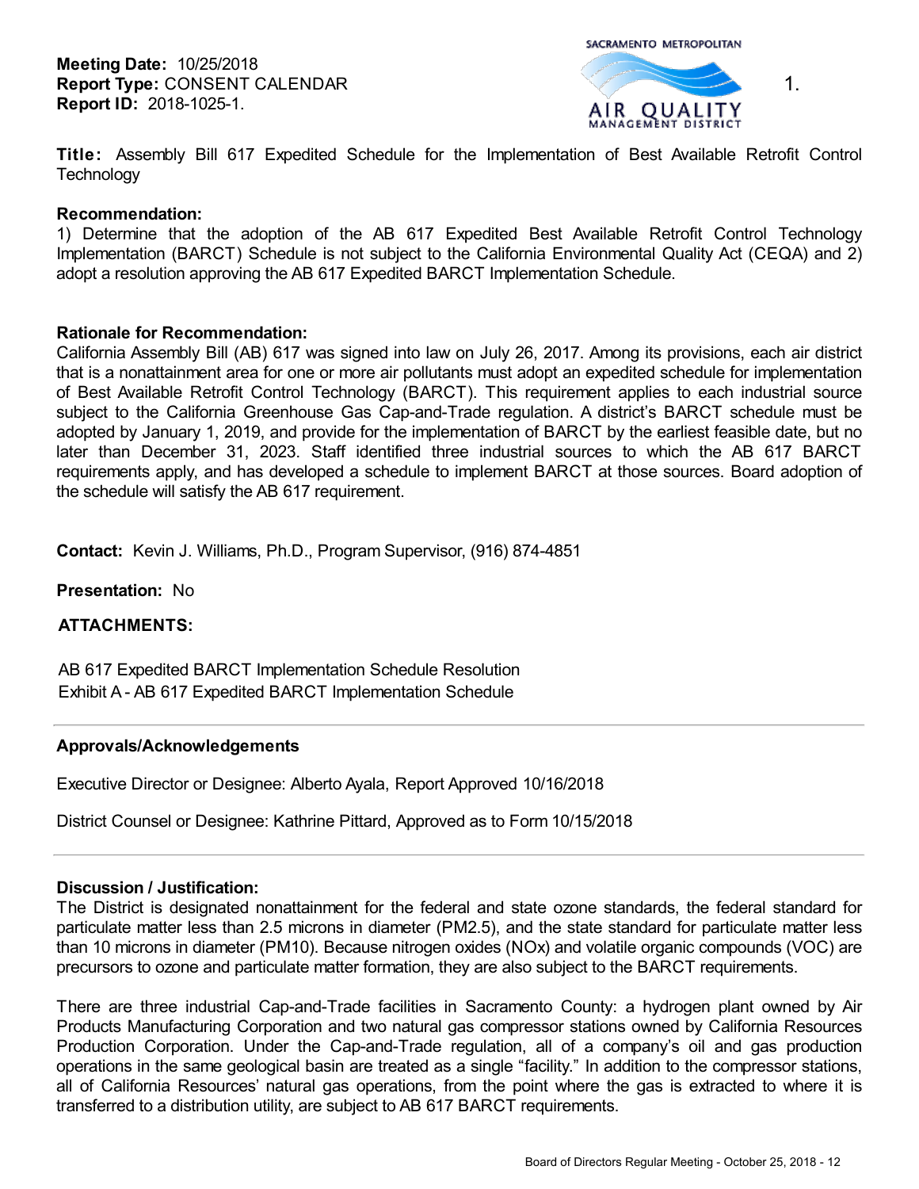**Meeting Date:** 10/25/2018
**Report Type:** CONSENT CALENDAR
**Report ID:** 2018-1025-1.

SACRAMENTO METROPOLITAN AIR QUALITY MANAGEMENT DISTRICT

1.

**Title:** Assembly Bill 617 Expedited Schedule for the Implementation of Best Available Retrofit Control Technology

**Recommendation:**
1) Determine that the adoption of the AB 617 Expedited Best Available Retrofit Control Technology Implementation (BARCT) Schedule is not subject to the California Environmental Quality Act (CEQA) and 2) adopt a resolution approving the AB 617 Expedited BARCT Implementation Schedule.

**Rationale for Recommendation:**
California Assembly Bill (AB) 617 was signed into law on July 26, 2017. Among its provisions, each air district that is a nonattainment area for one or more air pollutants must adopt an expedited schedule for implementation of Best Available Retrofit Control Technology (BARCT). This requirement applies to each industrial source subject to the California Greenhouse Gas Cap-and-Trade regulation. A district's BARCT schedule must be adopted by January 1, 2019, and provide for the implementation of BARCT by the earliest feasible date, but no later than December 31, 2023. Staff identified three industrial sources to which the AB 617 BARCT requirements apply, and has developed a schedule to implement BARCT at those sources. Board adoption of the schedule will satisfy the AB 617 requirement.

**Contact:** Kevin J. Williams, Ph.D., Program Supervisor, (916) 874-4851

**Presentation:** No

**ATTACHMENTS:**

AB 617 Expedited BARCT Implementation Schedule Resolution
Exhibit A - AB 617 Expedited BARCT Implementation Schedule

---

**Approvals/Acknowledgements**

Executive Director or Designee: Alberto Ayala, Report Approved 10/16/2018

District Counsel or Designee: Kathrine Pittard, Approved as to Form 10/15/2018

---

**Discussion / Justification:**
The District is designated nonattainment for the federal and state ozone standards, the federal standard for particulate matter less than 2.5 microns in diameter (PM2.5), and the state standard for particulate matter less than 10 microns in diameter (PM10). Because nitrogen oxides (NOx) and volatile organic compounds (VOC) are precursors to ozone and particulate matter formation, they are also subject to the BARCT requirements.

There are three industrial Cap-and-Trade facilities in Sacramento County: a hydrogen plant owned by Air Products Manufacturing Corporation and two natural gas compressor stations owned by California Resources Production Corporation. Under the Cap-and-Trade regulation, all of a company's oil and gas production operations in the same geological basin are treated as a single "facility." In addition to the compressor stations, all of California Resources' natural gas operations, from the point where the gas is extracted to where it is transferred to a distribution utility, are subject to AB 617 BARCT requirements.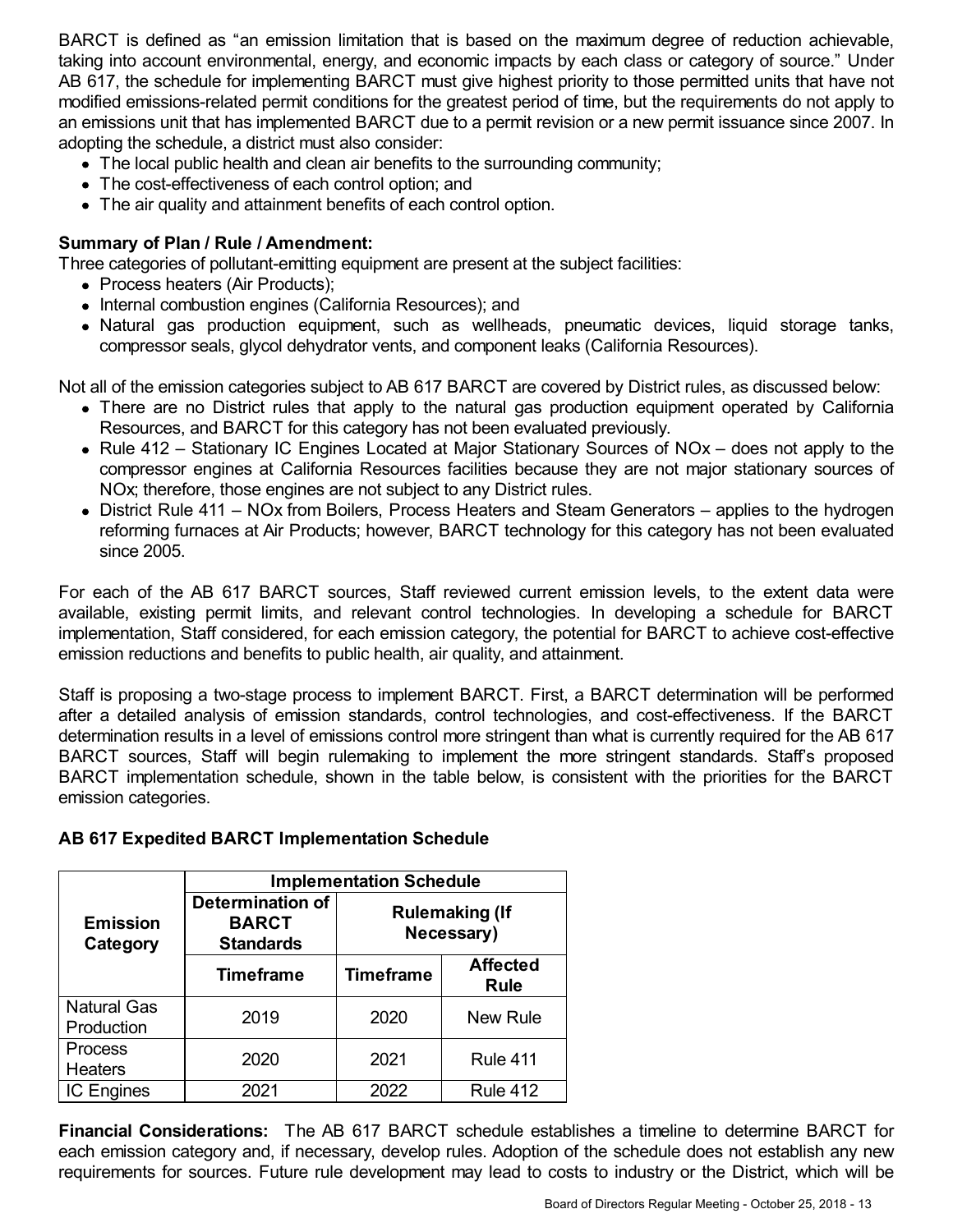BARCT is defined as "an emission limitation that is based on the maximum degree of reduction achievable, taking into account environmental, energy, and economic impacts by each class or category of source." Under AB 617, the schedule for implementing BARCT must give highest priority to those permitted units that have not modified emissions-related permit conditions for the greatest period of time, but the requirements do not apply to an emissions unit that has implemented BARCT due to a permit revision or a new permit issuance since 2007. In adopting the schedule, a district must also consider:

- The local public health and clean air benefits to the surrounding community;
- The cost-effectiveness of each control option; and
- The air quality and attainment benefits of each control option.

**Summary of Plan / Rule / Amendment:**

Three categories of pollutant-emitting equipment are present at the subject facilities:

- Process heaters (Air Products);
- Internal combustion engines (California Resources); and
- Natural gas production equipment, such as wellheads, pneumatic devices, liquid storage tanks, compressor seals, glycol dehydrator vents, and component leaks (California Resources).

Not all of the emission categories subject to AB 617 BARCT are covered by District rules, as discussed below:

- There are no District rules that apply to the natural gas production equipment operated by California Resources, and BARCT for this category has not been evaluated previously.
- Rule 412 – Stationary IC Engines Located at Major Stationary Sources of NOx – does not apply to the compressor engines at California Resources facilities because they are not major stationary sources of NOx; therefore, those engines are not subject to any District rules.
- District Rule 411 – NOx from Boilers, Process Heaters and Steam Generators – applies to the hydrogen reforming furnaces at Air Products; however, BARCT technology for this category has not been evaluated since 2005.

For each of the AB 617 BARCT sources, Staff reviewed current emission levels, to the extent data were available, existing permit limits, and relevant control technologies. In developing a schedule for BARCT implementation, Staff considered, for each emission category, the potential for BARCT to achieve cost-effective emission reductions and benefits to public health, air quality, and attainment.

Staff is proposing a two-stage process to implement BARCT. First, a BARCT determination will be performed after a detailed analysis of emission standards, control technologies, and cost-effectiveness. If the BARCT determination results in a level of emissions control more stringent than what is currently required for the AB 617 BARCT sources, Staff will begin rulemaking to implement the more stringent standards. Staff's proposed BARCT implementation schedule, shown in the table below, is consistent with the priorities for the BARCT emission categories.

**AB 617 Expedited BARCT Implementation Schedule**

| Emission Category | Implementation Schedule | | |
|---|---|---|---|
| | Determination of BARCT Standards | Rulemaking (If Necessary) | |
| | Timeframe | Timeframe | Affected Rule |
| Natural Gas Production | 2019 | 2020 | New Rule |
| Process Heaters | 2020 | 2021 | Rule 411 |
| IC Engines | 2021 | 2022 | Rule 412 |

**Financial Considerations:** The AB 617 BARCT schedule establishes a timeline to determine BARCT for each emission category and, if necessary, develop rules. Adoption of the schedule does not establish any new requirements for sources. Future rule development may lead to costs to industry or the District, which will be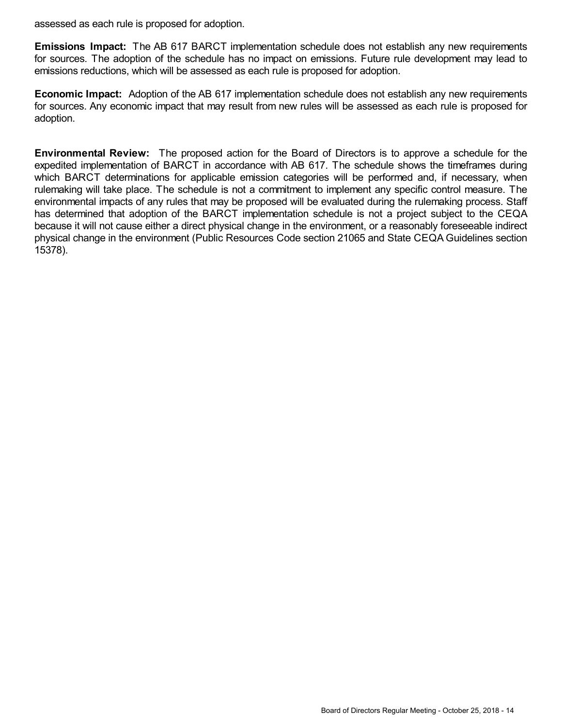assessed as each rule is proposed for adoption.

**Emissions Impact:** The AB 617 BARCT implementation schedule does not establish any new requirements for sources. The adoption of the schedule has no impact on emissions. Future rule development may lead to emissions reductions, which will be assessed as each rule is proposed for adoption.

**Economic Impact:** Adoption of the AB 617 implementation schedule does not establish any new requirements for sources. Any economic impact that may result from new rules will be assessed as each rule is proposed for adoption.

**Environmental Review:** The proposed action for the Board of Directors is to approve a schedule for the expedited implementation of BARCT in accordance with AB 617. The schedule shows the timeframes during which BARCT determinations for applicable emission categories will be performed and, if necessary, when rulemaking will take place. The schedule is not a commitment to implement any specific control measure. The environmental impacts of any rules that may be proposed will be evaluated during the rulemaking process. Staff has determined that adoption of the BARCT implementation schedule is not a project subject to the CEQA because it will not cause either a direct physical change in the environment, or a reasonably foreseeable indirect physical change in the environment (Public Resources Code section 21065 and State CEQA Guidelines section 15378).